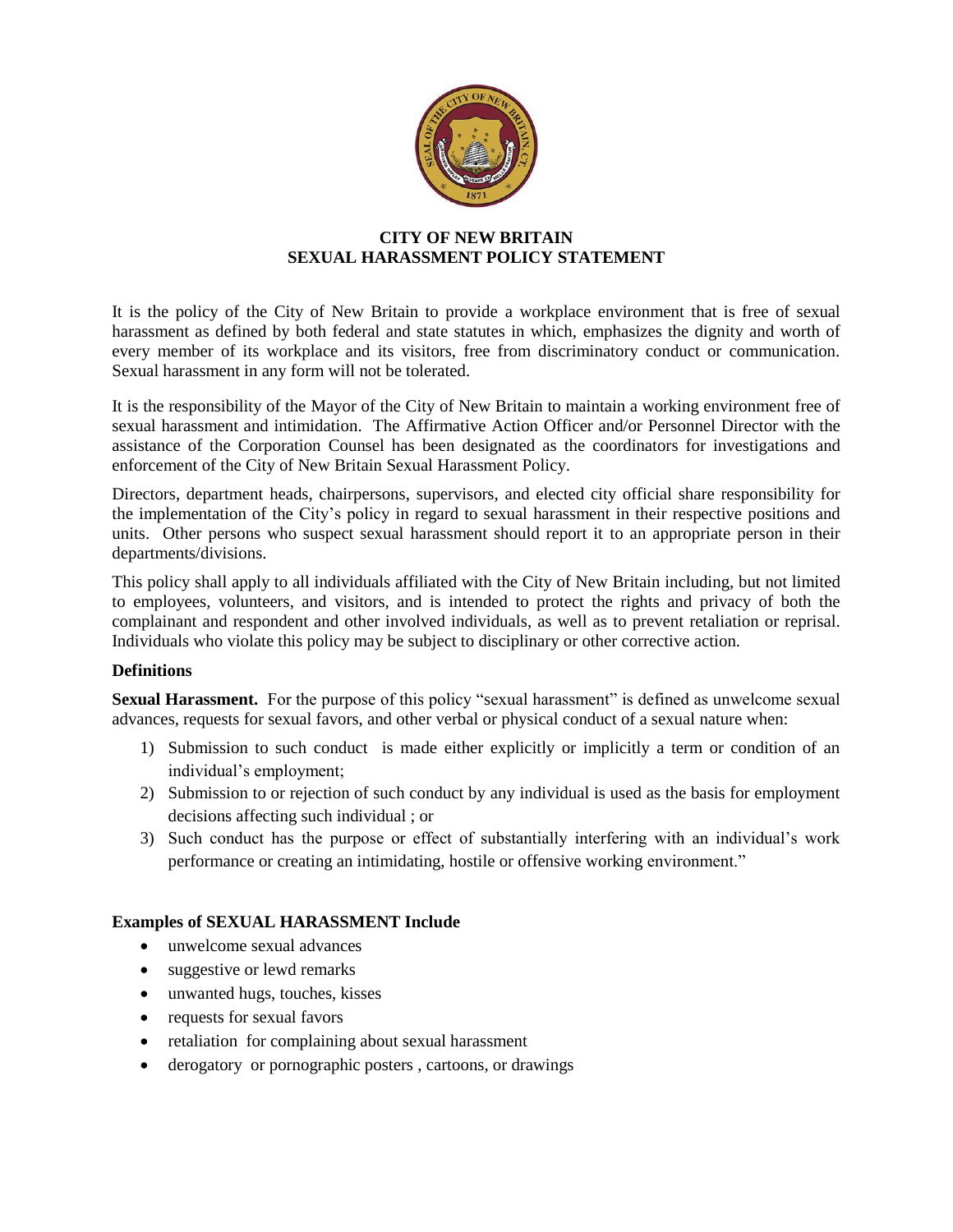**CITY OF NEW BRITAIN**
**SEXUAL HARASSMENT POLICY STATEMENT**

It is the policy of the City of New Britain to provide a workplace environment that is free of sexual harassment as defined by both federal and state statutes in which, emphasizes the dignity and worth of every member of its workplace and its visitors, free from discriminatory conduct or communication. Sexual harassment in any form will not be tolerated.

It is the responsibility of the Mayor of the City of New Britain to maintain a working environment free of sexual harassment and intimidation. The Affirmative Action Officer and/or Personnel Director with the assistance of the Corporation Counsel has been designated as the coordinators for investigations and enforcement of the City of New Britain Sexual Harassment Policy.

Directors, department heads, chairpersons, supervisors, and elected city official share responsibility for the implementation of the City's policy in regard to sexual harassment in their respective positions and units. Other persons who suspect sexual harassment should report it to an appropriate person in their departments/divisions.

This policy shall apply to all individuals affiliated with the City of New Britain including, but not limited to employees, volunteers, and visitors, and is intended to protect the rights and privacy of both the complainant and respondent and other involved individuals, as well as to prevent retaliation or reprisal. Individuals who violate this policy may be subject to disciplinary or other corrective action.

**Definitions**

**Sexual Harassment.** For the purpose of this policy "sexual harassment" is defined as unwelcome sexual advances, requests for sexual favors, and other verbal or physical conduct of a sexual nature when:

1) Submission to such conduct is made either explicitly or implicitly a term or condition of an individual's employment;
2) Submission to or rejection of such conduct by any individual is used as the basis for employment decisions affecting such individual ; or
3) Such conduct has the purpose or effect of substantially interfering with an individual's work performance or creating an intimidating, hostile or offensive working environment."

**Examples of SEXUAL HARASSMENT Include**

- unwelcome sexual advances
- suggestive or lewd remarks
- unwanted hugs, touches, kisses
- requests for sexual favors
- retaliation for complaining about sexual harassment
- derogatory or pornographic posters , cartoons, or drawings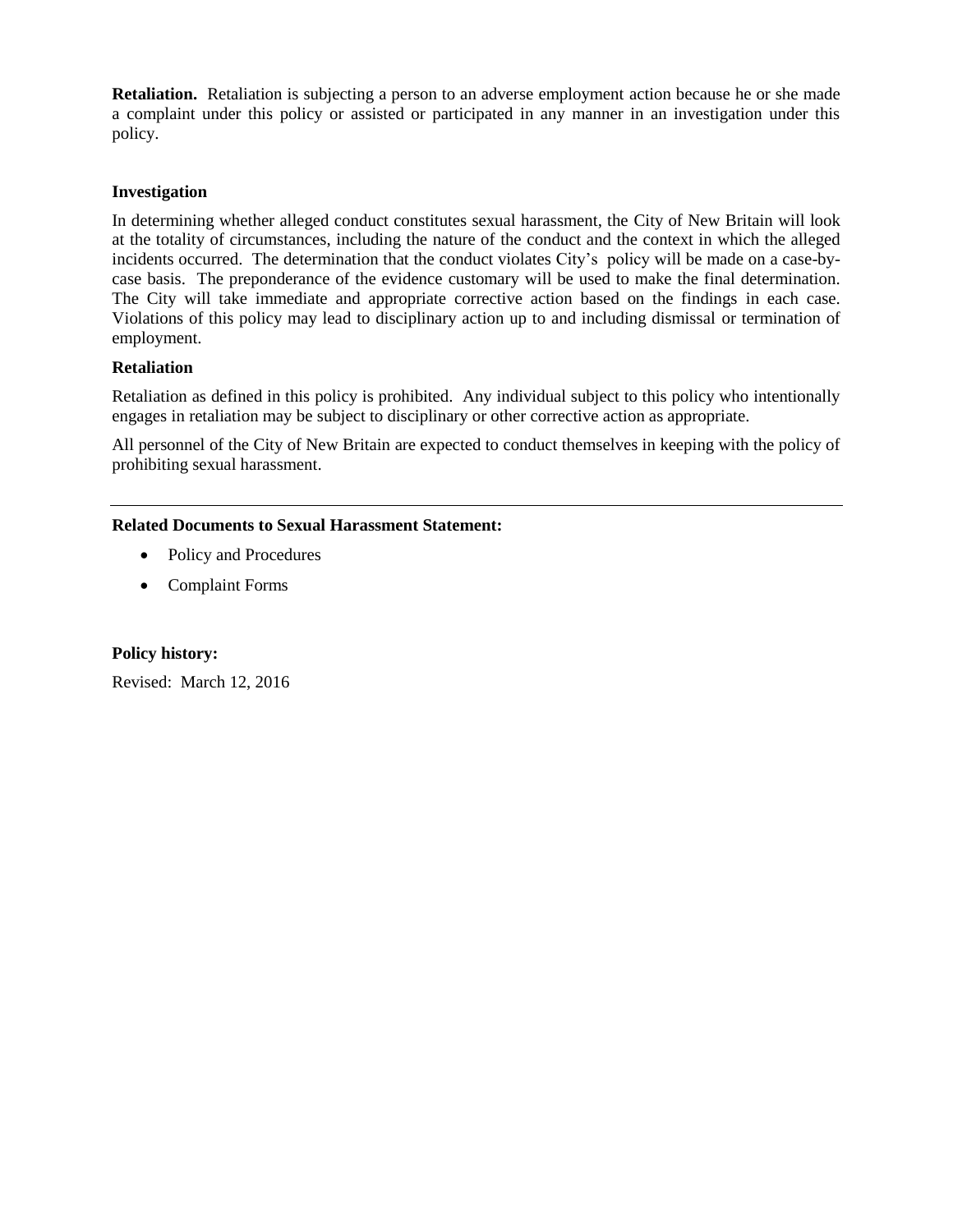**Retaliation.** Retaliation is subjecting a person to an adverse employment action because he or she made a complaint under this policy or assisted or participated in any manner in an investigation under this policy.

### Investigation

In determining whether alleged conduct constitutes sexual harassment, the City of New Britain will look at the totality of circumstances, including the nature of the conduct and the context in which the alleged incidents occurred. The determination that the conduct violates City's policy will be made on a case-by-case basis. The preponderance of the evidence customary will be used to make the final determination. The City will take immediate and appropriate corrective action based on the findings in each case. Violations of this policy may lead to disciplinary action up to and including dismissal or termination of employment.

### Retaliation

Retaliation as defined in this policy is prohibited. Any individual subject to this policy who intentionally engages in retaliation may be subject to disciplinary or other corrective action as appropriate.

All personnel of the City of New Britain are expected to conduct themselves in keeping with the policy of prohibiting sexual harassment.

---

**Related Documents to Sexual Harassment Statement:**

- Policy and Procedures
- Complaint Forms

**Policy history:**

Revised: March 12, 2016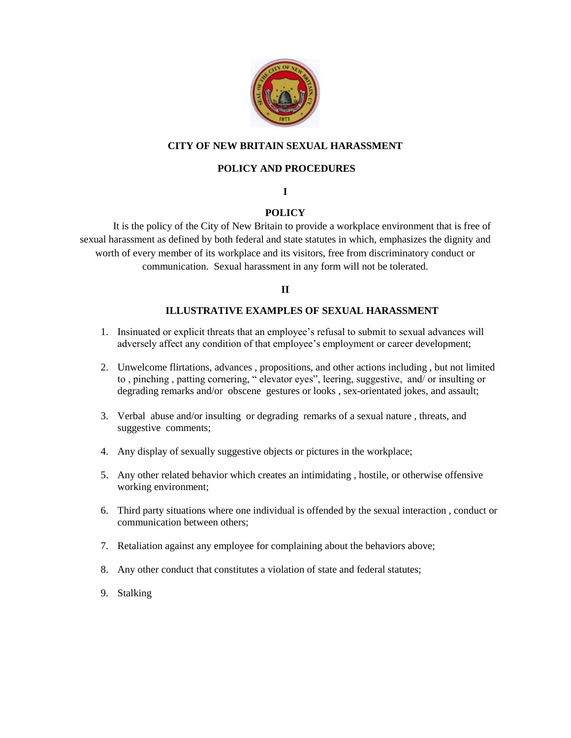# CITY OF NEW BRITAIN SEXUAL HARASSMENT

# POLICY AND PROCEDURES

## I

## POLICY

It is the policy of the City of New Britain to provide a workplace environment that is free of sexual harassment as defined by both federal and state statutes in which, emphasizes the dignity and worth of every member of its workplace and its visitors, free from discriminatory conduct or communication. Sexual harassment in any form will not be tolerated.

## II

## ILLUSTRATIVE EXAMPLES OF SEXUAL HARASSMENT

1. Insinuated or explicit threats that an employee's refusal to submit to sexual advances will adversely affect any condition of that employee's employment or career development;
2. Unwelcome flirtations, advances , propositions, and other actions including , but not limited to , pinching , patting cornering, " elevator eyes", leering, suggestive, and/ or insulting or degrading remarks and/or obscene gestures or looks , sex-orientated jokes, and assault;
3. Verbal abuse and/or insulting or degrading remarks of a sexual nature , threats, and suggestive comments;
4. Any display of sexually suggestive objects or pictures in the workplace;
5. Any other related behavior which creates an intimidating , hostile, or otherwise offensive working environment;
6. Third party situations where one individual is offended by the sexual interaction , conduct or communication between others;
7. Retaliation against any employee for complaining about the behaviors above;
8. Any other conduct that constitutes a violation of state and federal statutes;
9. Stalking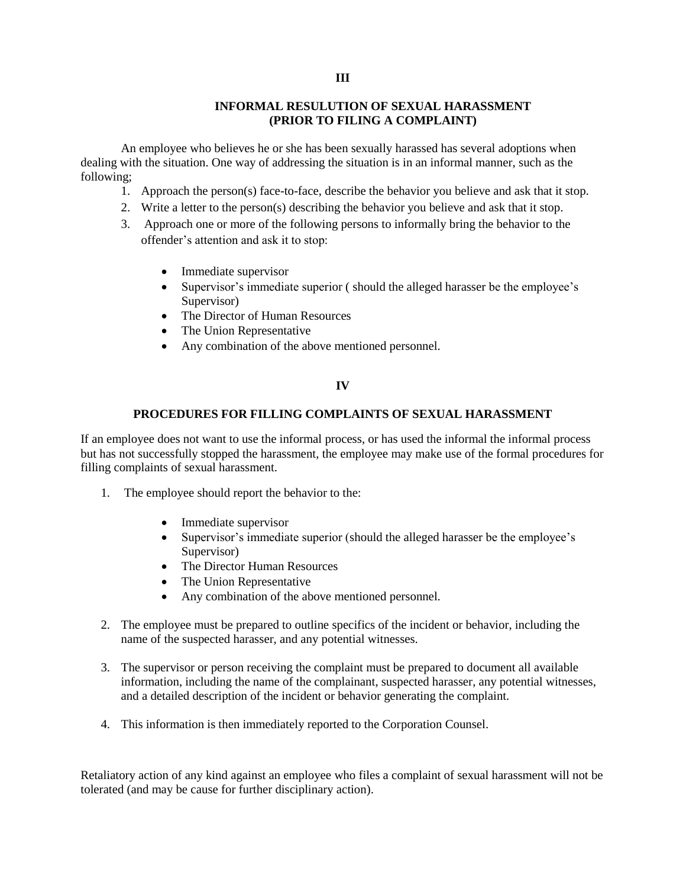## III

## INFORMAL RESULUTION OF SEXUAL HARASSMENT (PRIOR TO FILING A COMPLAINT)

An employee who believes he or she has been sexually harassed has several adoptions when dealing with the situation. One way of addressing the situation is in an informal manner, such as the following;

1. Approach the person(s) face-to-face, describe the behavior you believe and ask that it stop.
2. Write a letter to the person(s) describing the behavior you believe and ask that it stop.
3. Approach one or more of the following persons to informally bring the behavior to the offender's attention and ask it to stop:

   - Immediate supervisor
   - Supervisor's immediate superior ( should the alleged harasser be the employee's Supervisor)
   - The Director of Human Resources
   - The Union Representative
   - Any combination of the above mentioned personnel.

## IV

## PROCEDURES FOR FILLING COMPLAINTS OF SEXUAL HARASSMENT

If an employee does not want to use the informal process, or has used the informal the informal process but has not successfully stopped the harassment, the employee may make use of the formal procedures for filling complaints of sexual harassment.

1. The employee should report the behavior to the:

   - Immediate supervisor
   - Supervisor's immediate superior (should the alleged harasser be the employee's Supervisor)
   - The Director Human Resources
   - The Union Representative
   - Any combination of the above mentioned personnel.

2. The employee must be prepared to outline specifics of the incident or behavior, including the name of the suspected harasser, and any potential witnesses.

3. The supervisor or person receiving the complaint must be prepared to document all available information, including the name of the complainant, suspected harasser, any potential witnesses, and a detailed description of the incident or behavior generating the complaint.

4. This information is then immediately reported to the Corporation Counsel.

Retaliatory action of any kind against an employee who files a complaint of sexual harassment will not be tolerated (and may be cause for further disciplinary action).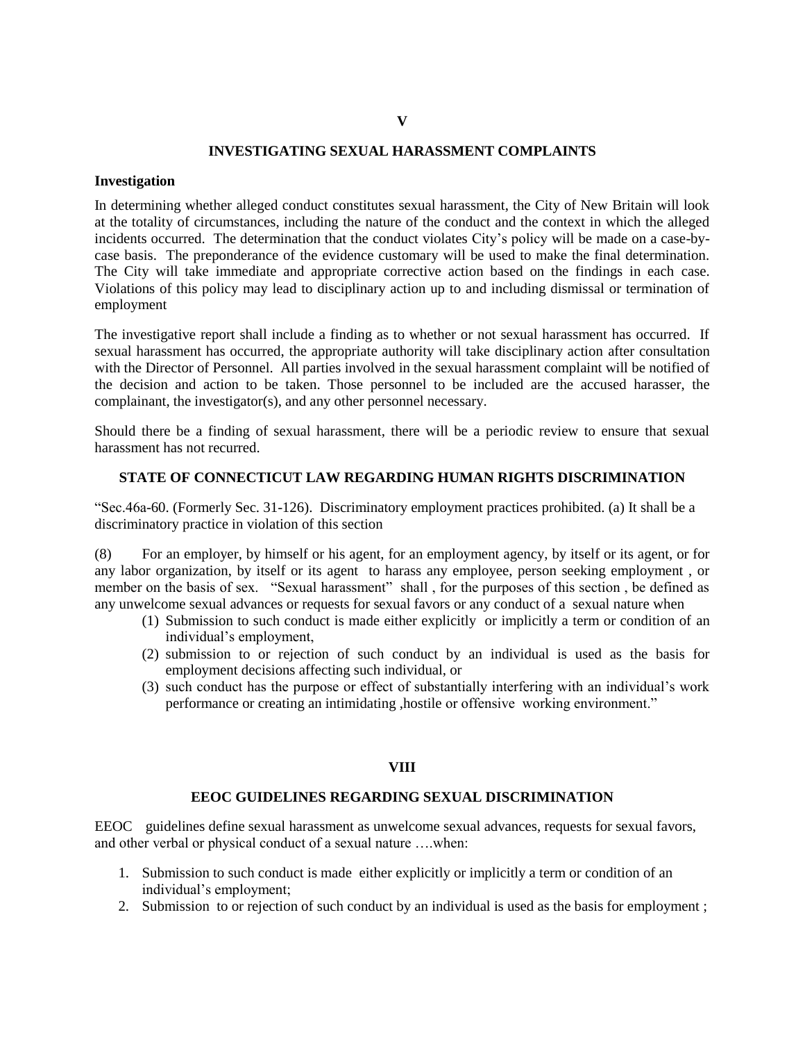# V

## INVESTIGATING SEXUAL HARASSMENT COMPLAINTS

**Investigation**

In determining whether alleged conduct constitutes sexual harassment, the City of New Britain will look at the totality of circumstances, including the nature of the conduct and the context in which the alleged incidents occurred. The determination that the conduct violates City's policy will be made on a case-by-case basis. The preponderance of the evidence customary will be used to make the final determination. The City will take immediate and appropriate corrective action based on the findings in each case. Violations of this policy may lead to disciplinary action up to and including dismissal or termination of employment

The investigative report shall include a finding as to whether or not sexual harassment has occurred. If sexual harassment has occurred, the appropriate authority will take disciplinary action after consultation with the Director of Personnel. All parties involved in the sexual harassment complaint will be notified of the decision and action to be taken. Those personnel to be included are the accused harasser, the complainant, the investigator(s), and any other personnel necessary.

Should there be a finding of sexual harassment, there will be a periodic review to ensure that sexual harassment has not recurred.

## STATE OF CONNECTICUT LAW REGARDING HUMAN RIGHTS DISCRIMINATION

"Sec.46a-60. (Formerly Sec. 31-126). Discriminatory employment practices prohibited. (a) It shall be a discriminatory practice in violation of this section

(8) For an employer, by himself or his agent, for an employment agency, by itself or its agent, or for any labor organization, by itself or its agent to harass any employee, person seeking employment , or member on the basis of sex. "Sexual harassment" shall , for the purposes of this section , be defined as any unwelcome sexual advances or requests for sexual favors or any conduct of a sexual nature when

(1) Submission to such conduct is made either explicitly or implicitly a term or condition of an individual's employment,
(2) submission to or rejection of such conduct by an individual is used as the basis for employment decisions affecting such individual, or
(3) such conduct has the purpose or effect of substantially interfering with an individual's work performance or creating an intimidating ,hostile or offensive working environment."

# VIII

## EEOC GUIDELINES REGARDING SEXUAL DISCRIMINATION

EEOC guidelines define sexual harassment as unwelcome sexual advances, requests for sexual favors, and other verbal or physical conduct of a sexual nature ….when:

1. Submission to such conduct is made either explicitly or implicitly a term or condition of an individual's employment;
2. Submission to or rejection of such conduct by an individual is used as the basis for employment ;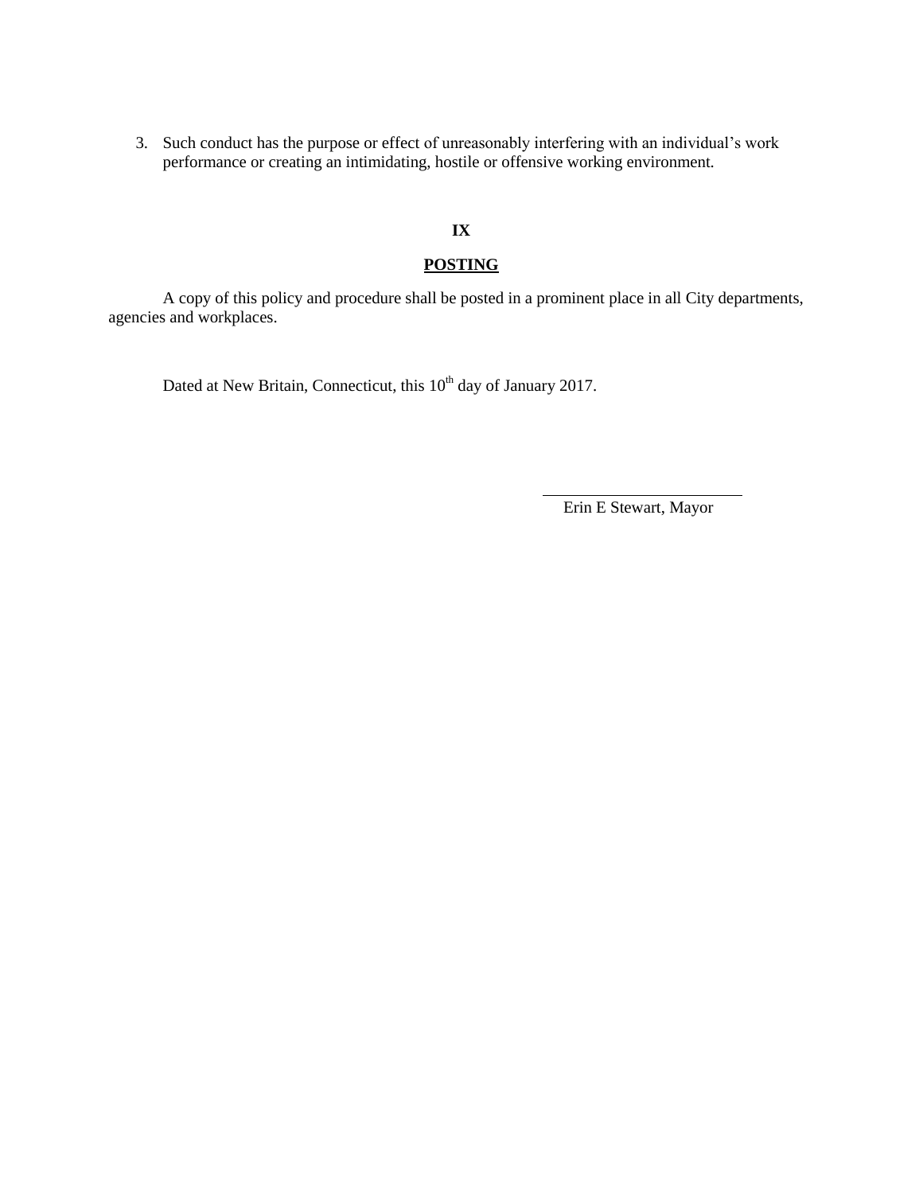3. Such conduct has the purpose or effect of unreasonably interfering with an individual's work performance or creating an intimidating, hostile or offensive working environment.

## IX

## POSTING

A copy of this policy and procedure shall be posted in a prominent place in all City departments, agencies and workplaces.

Dated at New Britain, Connecticut, this 10th day of January 2017.

\_\_\_\_\_\_\_\_\_\_\_\_\_\_\_\_\_\_\_\_\_\_\_\_\_\_

Erin E Stewart, Mayor